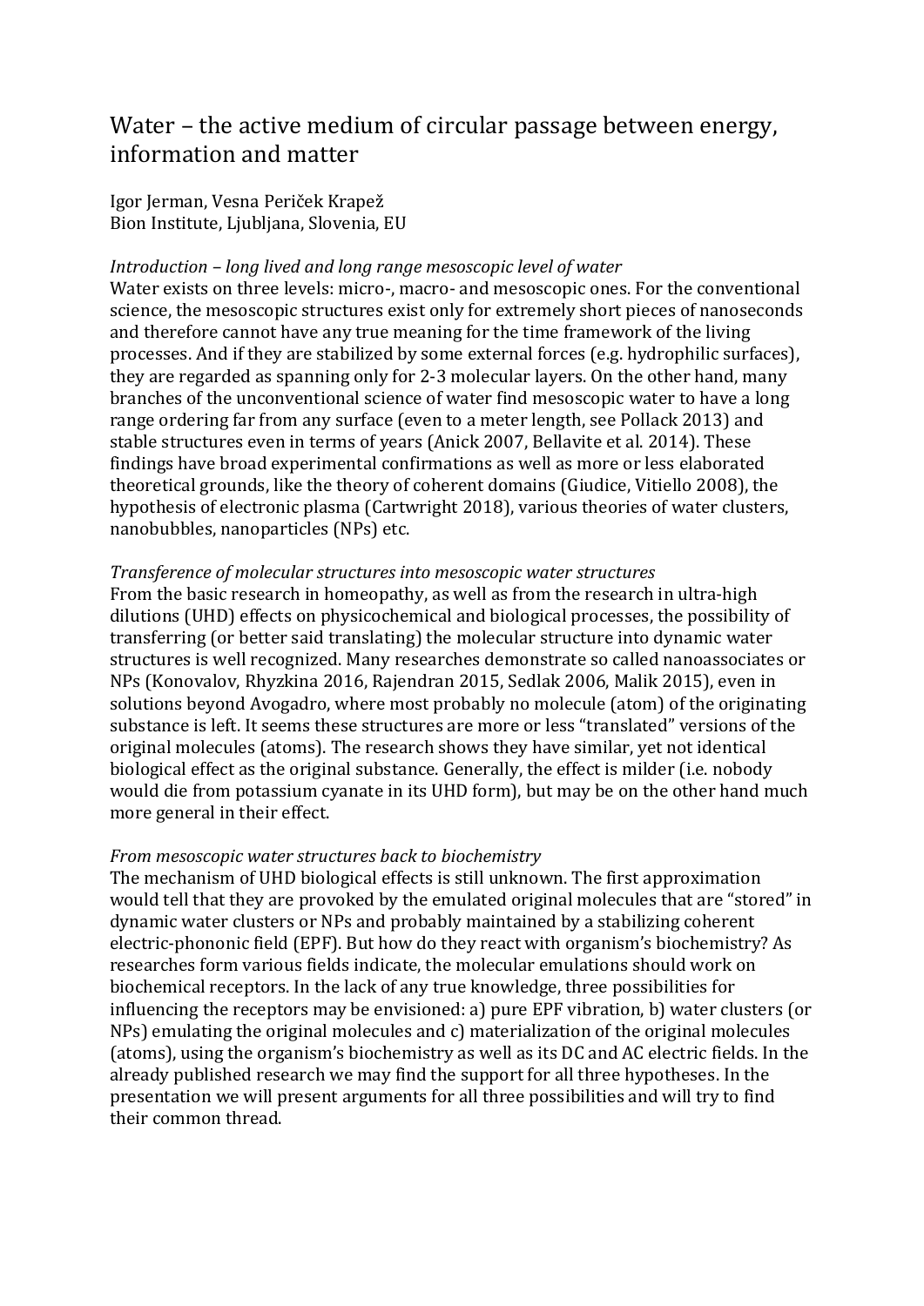# Water – the active medium of circular passage between energy, information and matter

Igor Jerman, Vesna Periček Krapež
Bion Institute, Ljubljana, Slovenia, EU

*Introduction – long lived and long range mesoscopic level of water*

Water exists on three levels: micro-, macro- and mesoscopic ones. For the conventional science, the mesoscopic structures exist only for extremely short pieces of nanoseconds and therefore cannot have any true meaning for the time framework of the living processes. And if they are stabilized by some external forces (e.g. hydrophilic surfaces), they are regarded as spanning only for 2-3 molecular layers. On the other hand, many branches of the unconventional science of water find mesoscopic water to have a long range ordering far from any surface (even to a meter length, see Pollack 2013) and stable structures even in terms of years (Anick 2007, Bellavite et al. 2014). These findings have broad experimental confirmations as well as more or less elaborated theoretical grounds, like the theory of coherent domains (Giudice, Vitiello 2008), the hypothesis of electronic plasma (Cartwright 2018), various theories of water clusters, nanobubbles, nanoparticles (NPs) etc.

*Transference of molecular structures into mesoscopic water structures*

From the basic research in homeopathy, as well as from the research in ultra-high dilutions (UHD) effects on physicochemical and biological processes, the possibility of transferring (or better said translating) the molecular structure into dynamic water structures is well recognized. Many researches demonstrate so called nanoassociates or NPs (Konovalov, Rhyzkina 2016, Rajendran 2015, Sedlak 2006, Malik 2015), even in solutions beyond Avogadro, where most probably no molecule (atom) of the originating substance is left. It seems these structures are more or less "translated" versions of the original molecules (atoms). The research shows they have similar, yet not identical biological effect as the original substance. Generally, the effect is milder (i.e. nobody would die from potassium cyanate in its UHD form), but may be on the other hand much more general in their effect.

*From mesoscopic water structures back to biochemistry*

The mechanism of UHD biological effects is still unknown. The first approximation would tell that they are provoked by the emulated original molecules that are "stored" in dynamic water clusters or NPs and probably maintained by a stabilizing coherent electric-phononic field (EPF). But how do they react with organism's biochemistry? As researches form various fields indicate, the molecular emulations should work on biochemical receptors. In the lack of any true knowledge, three possibilities for influencing the receptors may be envisioned: a) pure EPF vibration, b) water clusters (or NPs) emulating the original molecules and c) materialization of the original molecules (atoms), using the organism's biochemistry as well as its DC and AC electric fields. In the already published research we may find the support for all three hypotheses. In the presentation we will present arguments for all three possibilities and will try to find their common thread.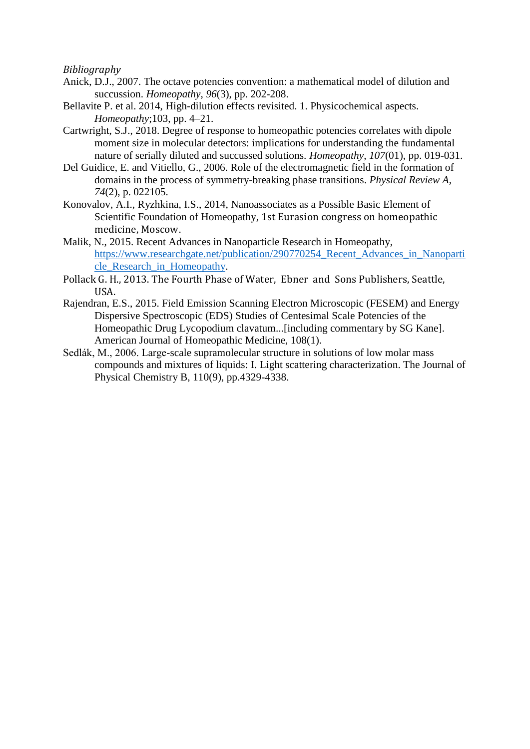*Bibliography*

Anick, D.J., 2007. The octave potencies convention: a mathematical model of dilution and succussion. *Homeopathy*, *96*(3), pp. 202-208.

Bellavite P. et al. 2014, High-dilution effects revisited. 1. Physicochemical aspects. *Homeopathy*;103, pp. 4–21.

Cartwright, S.J., 2018. Degree of response to homeopathic potencies correlates with dipole moment size in molecular detectors: implications for understanding the fundamental nature of serially diluted and succussed solutions. *Homeopathy*, *107*(01), pp. 019-031.

Del Guidice, E. and Vitiello, G., 2006. Role of the electromagnetic field in the formation of domains in the process of symmetry-breaking phase transitions. *Physical Review A*, *74*(2), p. 022105.

Konovalov, A.I., Ryzhkina, I.S., 2014, Nanoassociates as a Possible Basic Element of Scientific Foundation of Homeopathy, 1st Eurasion congress on homeopathic medicine, Moscow.

Malik, N., 2015. Recent Advances in Nanoparticle Research in Homeopathy, https://www.researchgate.net/publication/290770254_Recent_Advances_in_Nanoparticle_Research_in_Homeopathy.

Pollack G. H., 2013. The Fourth Phase of Water, Ebner and Sons Publishers, Seattle, USA.

Rajendran, E.S., 2015. Field Emission Scanning Electron Microscopic (FESEM) and Energy Dispersive Spectroscopic (EDS) Studies of Centesimal Scale Potencies of the Homeopathic Drug Lycopodium clavatum...[including commentary by SG Kane]. American Journal of Homeopathic Medicine, 108(1).

Sedlák, M., 2006. Large-scale supramolecular structure in solutions of low molar mass compounds and mixtures of liquids: I. Light scattering characterization. The Journal of Physical Chemistry B, 110(9), pp.4329-4338.